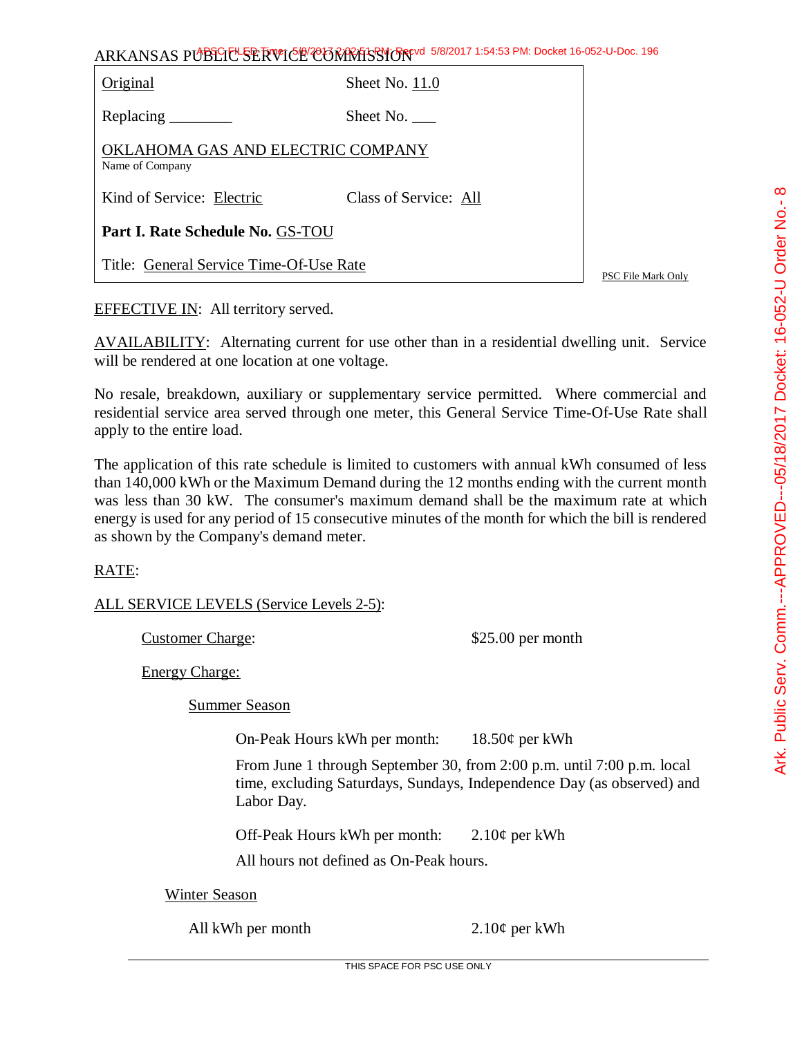ARKANSAS PUBLIC SERVICE COMMISSION

| | |
|---|---|
| Original | Sheet No. 11.0 |
| Replacing ________ | Sheet No. ___ |
| OKLAHOMA GAS AND ELECTRIC COMPANY<br>Name of Company | |
| Kind of Service: Electric | Class of Service: All |
| **Part I. Rate Schedule No.** GS-TOU | |
| Title: General Service Time-Of-Use Rate | |

PSC File Mark Only

EFFECTIVE IN: All territory served.

AVAILABILITY: Alternating current for use other than in a residential dwelling unit. Service will be rendered at one location at one voltage.

No resale, breakdown, auxiliary or supplementary service permitted. Where commercial and residential service area served through one meter, this General Service Time-Of-Use Rate shall apply to the entire load.

The application of this rate schedule is limited to customers with annual kWh consumed of less than 140,000 kWh or the Maximum Demand during the 12 months ending with the current month was less than 30 kW. The consumer's maximum demand shall be the maximum rate at which energy is used for any period of 15 consecutive minutes of the month for which the bill is rendered as shown by the Company's demand meter.

RATE:

ALL SERVICE LEVELS (Service Levels 2-5):

Customer Charge: $25.00 per month

Energy Charge:

Summer Season

On-Peak Hours kWh per month: 18.50¢ per kWh

From June 1 through September 30, from 2:00 p.m. until 7:00 p.m. local time, excluding Saturdays, Sundays, Independence Day (as observed) and Labor Day.

Off-Peak Hours kWh per month: 2.10¢ per kWh

All hours not defined as On-Peak hours.

Winter Season

All kWh per month 2.10¢ per kWh

THIS SPACE FOR PSC USE ONLY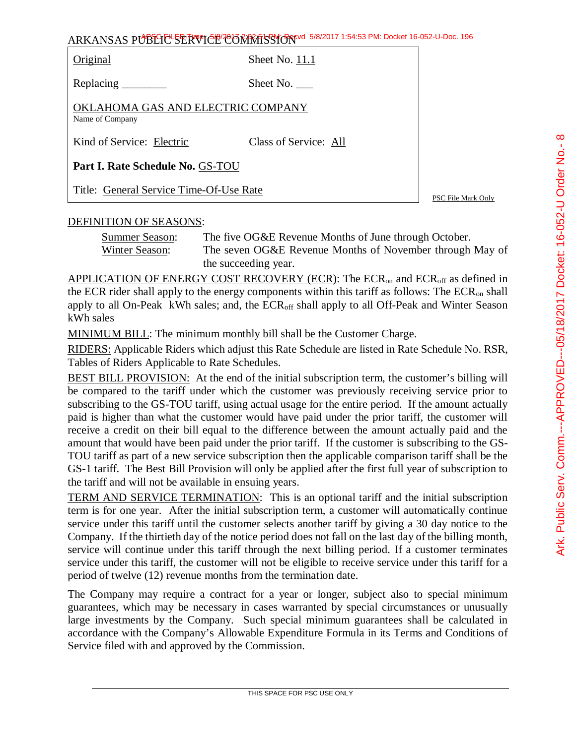ARKANSAS PUBLIC SERVICE COMMISSION

| | |
|---|---|
| Original | Sheet No. 11.1 |
| Replacing ________ | Sheet No. ___ |
| OKLAHOMA GAS AND ELECTRIC COMPANY<br>Name of Company | |
| Kind of Service: Electric | Class of Service: All |
| **Part I. Rate Schedule No.** GS-TOU | |
| Title: General Service Time-Of-Use Rate | |

PSC File Mark Only

DEFINITION OF SEASONS:

Summer Season: The five OG&E Revenue Months of June through October.
Winter Season: The seven OG&E Revenue Months of November through May of the succeeding year.

APPLICATION OF ENERGY COST RECOVERY (ECR): The $ECR_{on}$ and $ECR_{off}$ as defined in the ECR rider shall apply to the energy components within this tariff as follows: The $ECR_{on}$ shall apply to all On-Peak kWh sales; and, the $ECR_{off}$ shall apply to all Off-Peak and Winter Season kWh sales

MINIMUM BILL: The minimum monthly bill shall be the Customer Charge.

RIDERS: Applicable Riders which adjust this Rate Schedule are listed in Rate Schedule No. RSR, Tables of Riders Applicable to Rate Schedules.

BEST BILL PROVISION: At the end of the initial subscription term, the customer's billing will be compared to the tariff under which the customer was previously receiving service prior to subscribing to the GS-TOU tariff, using actual usage for the entire period. If the amount actually paid is higher than what the customer would have paid under the prior tariff, the customer will receive a credit on their bill equal to the difference between the amount actually paid and the amount that would have been paid under the prior tariff. If the customer is subscribing to the GS-TOU tariff as part of a new service subscription then the applicable comparison tariff shall be the GS-1 tariff. The Best Bill Provision will only be applied after the first full year of subscription to the tariff and will not be available in ensuing years.

TERM AND SERVICE TERMINATION: This is an optional tariff and the initial subscription term is for one year. After the initial subscription term, a customer will automatically continue service under this tariff until the customer selects another tariff by giving a 30 day notice to the Company. If the thirtieth day of the notice period does not fall on the last day of the billing month, service will continue under this tariff through the next billing period. If a customer terminates service under this tariff, the customer will not be eligible to receive service under this tariff for a period of twelve (12) revenue months from the termination date.

The Company may require a contract for a year or longer, subject also to special minimum guarantees, which may be necessary in cases warranted by special circumstances or unusually large investments by the Company. Such special minimum guarantees shall be calculated in accordance with the Company's Allowable Expenditure Formula in its Terms and Conditions of Service filed with and approved by the Commission.

THIS SPACE FOR PSC USE ONLY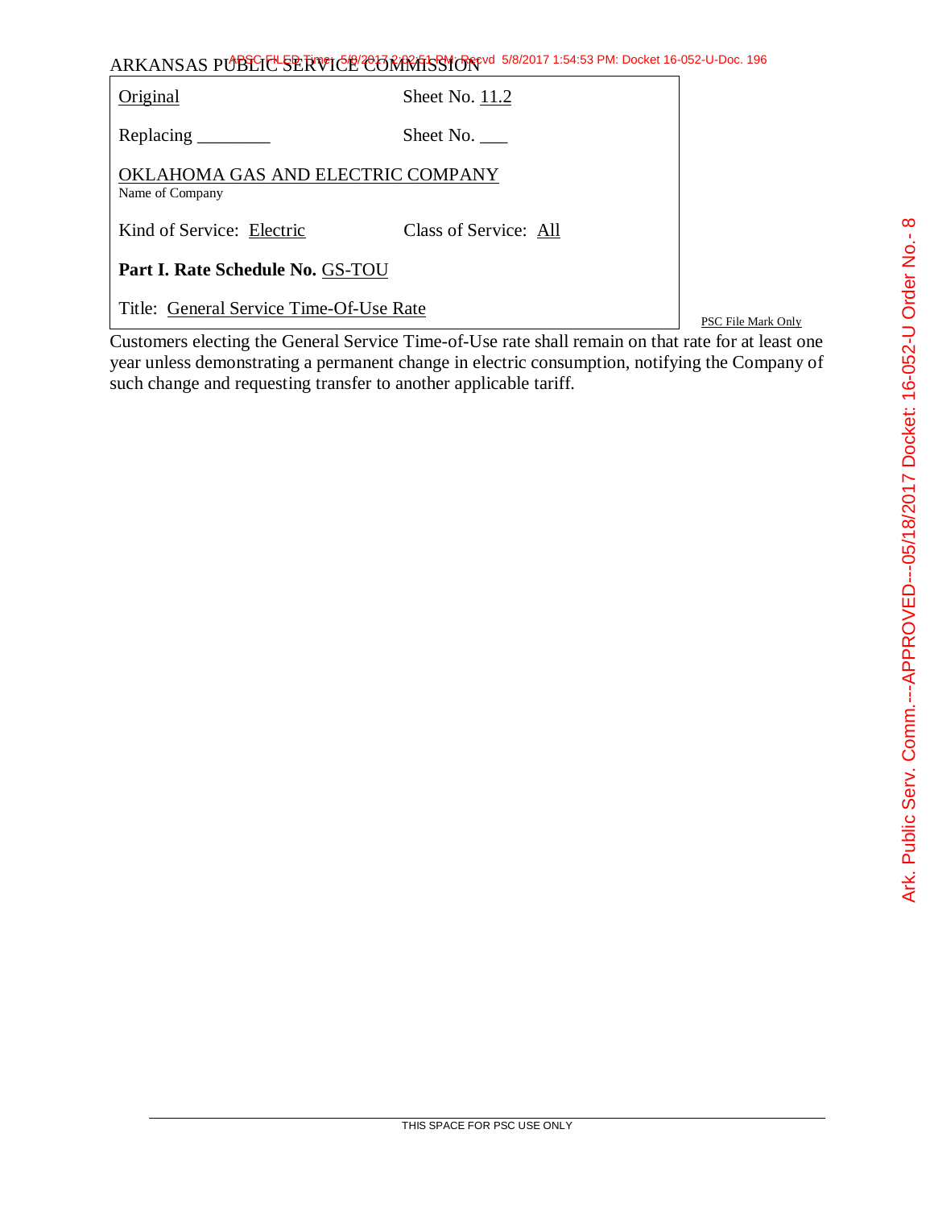ARKANSAS PUBLIC SERVICE COMMISSION

| | |
|---|---|
| Original | Sheet No. 11.2 |
| Replacing ________ | Sheet No. ___ |
| OKLAHOMA GAS AND ELECTRIC COMPANY<br>Name of Company | |
| Kind of Service: Electric | Class of Service: All |
| **Part I. Rate Schedule No.** GS-TOU | |
| Title: General Service Time-Of-Use Rate | |

PSC File Mark Only

Customers electing the General Service Time-of-Use rate shall remain on that rate for at least one year unless demonstrating a permanent change in electric consumption, notifying the Company of such change and requesting transfer to another applicable tariff.

THIS SPACE FOR PSC USE ONLY